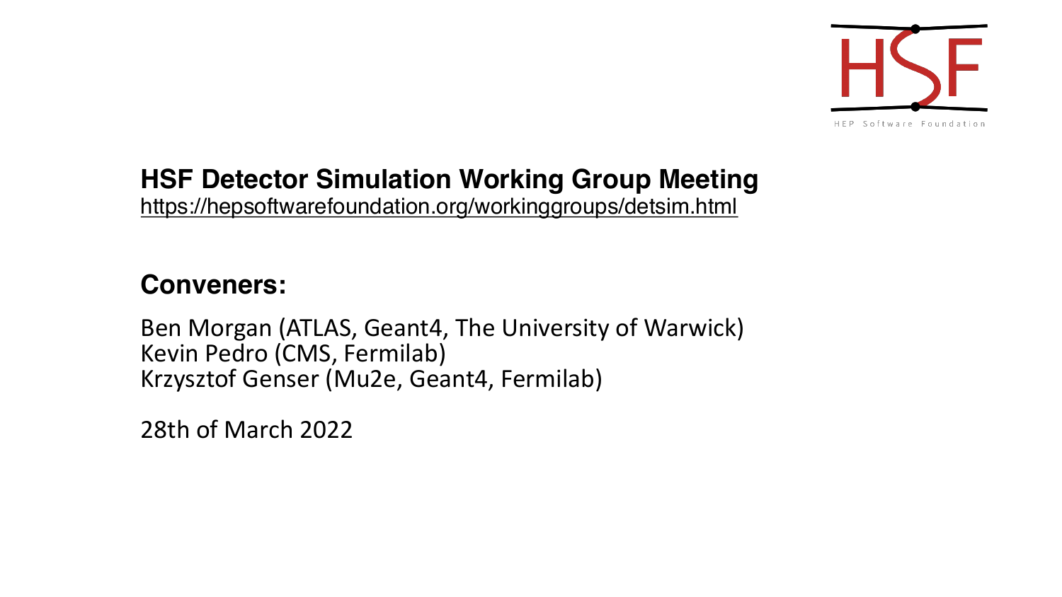HEP Software Foundation

# HSF Detector Simulation Working Group Meeting

https://hepsoftwarefoundation.org/workinggroups/detsim.html

## Conveners:

Ben Morgan (ATLAS, Geant4, The University of Warwick)
Kevin Pedro (CMS, Fermilab)
Krzysztof Genser (Mu2e, Geant4, Fermilab)

28th of March 2022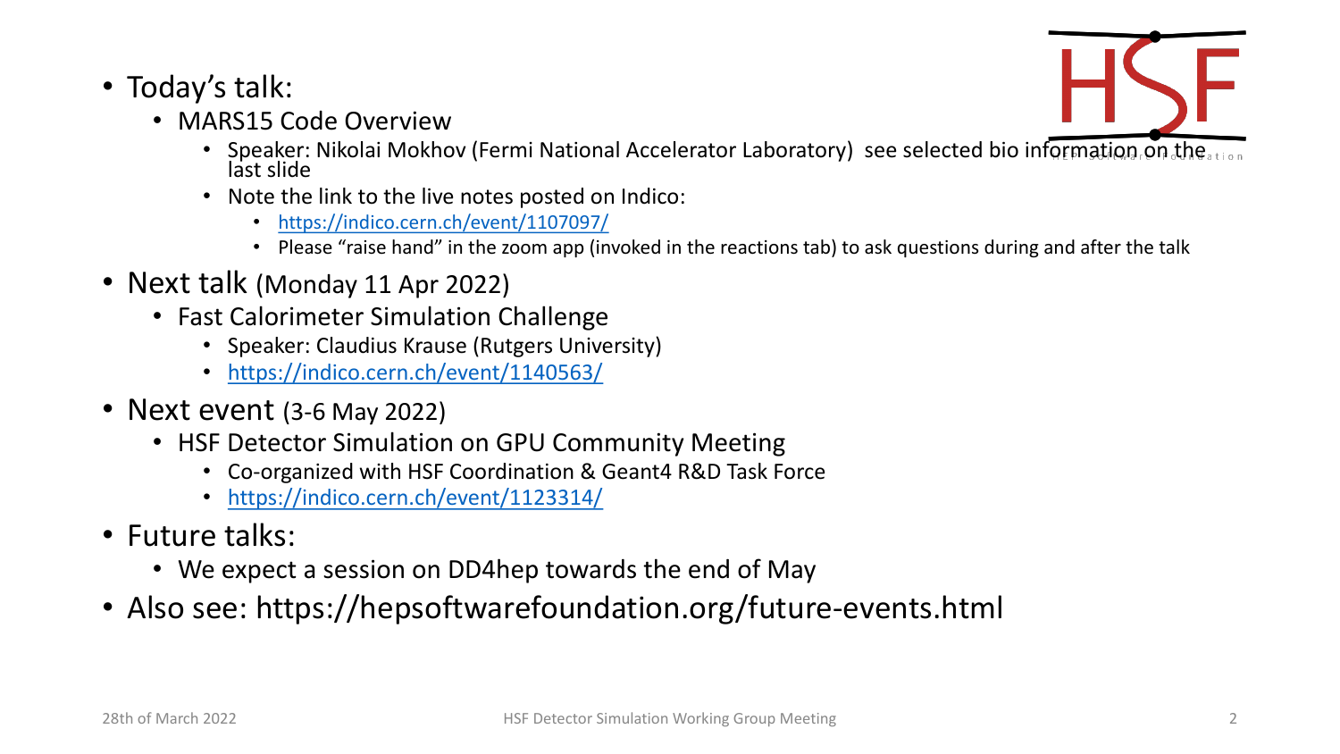- Today's talk:
  - MARS15 Code Overview
    - Speaker: Nikolai Mokhov (Fermi National Accelerator Laboratory) see selected bio information on the last slide
    - Note the link to the live notes posted on Indico:
      - https://indico.cern.ch/event/1107097/
      - Please "raise hand" in the zoom app (invoked in the reactions tab) to ask questions during and after the talk
- Next talk (Monday 11 Apr 2022)
  - Fast Calorimeter Simulation Challenge
    - Speaker: Claudius Krause (Rutgers University)
    - https://indico.cern.ch/event/1140563/
- Next event (3-6 May 2022)
  - HSF Detector Simulation on GPU Community Meeting
    - Co-organized with HSF Coordination & Geant4 R&D Task Force
    - https://indico.cern.ch/event/1123314/
- Future talks:
  - We expect a session on DD4hep towards the end of May
- Also see: https://hepsoftwarefoundation.org/future-events.html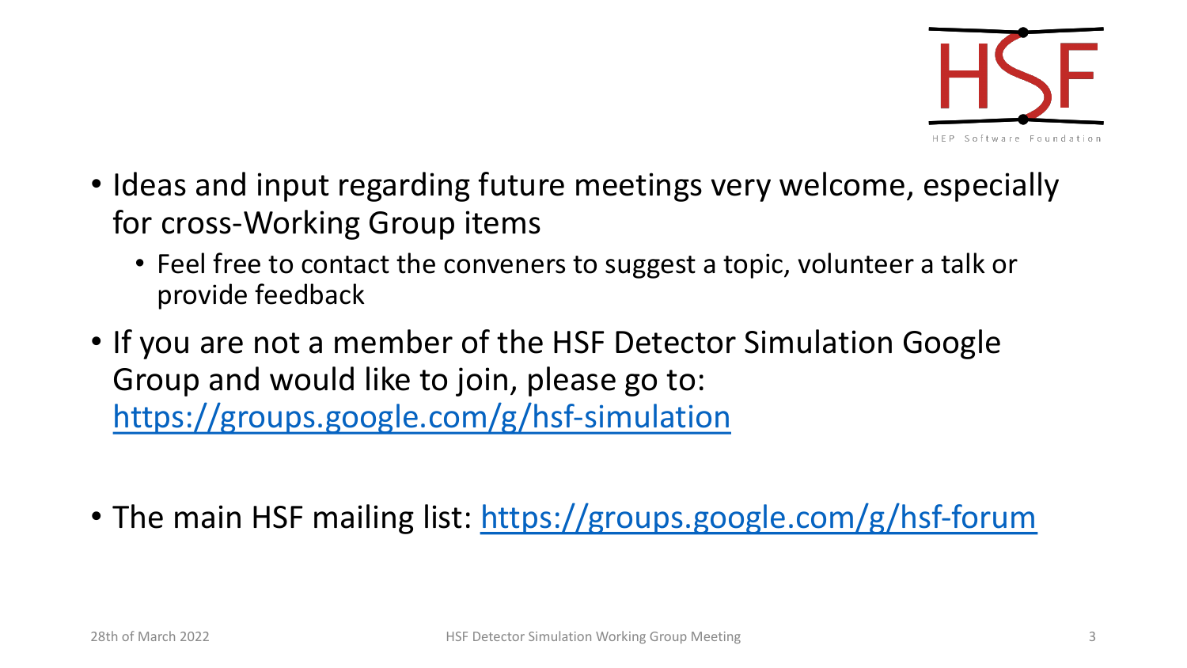- Ideas and input regarding future meetings very welcome, especially for cross-Working Group items
  - Feel free to contact the conveners to suggest a topic, volunteer a talk or provide feedback
- If you are not a member of the HSF Detector Simulation Google Group and would like to join, please go to: https://groups.google.com/g/hsf-simulation
- The main HSF mailing list: https://groups.google.com/g/hsf-forum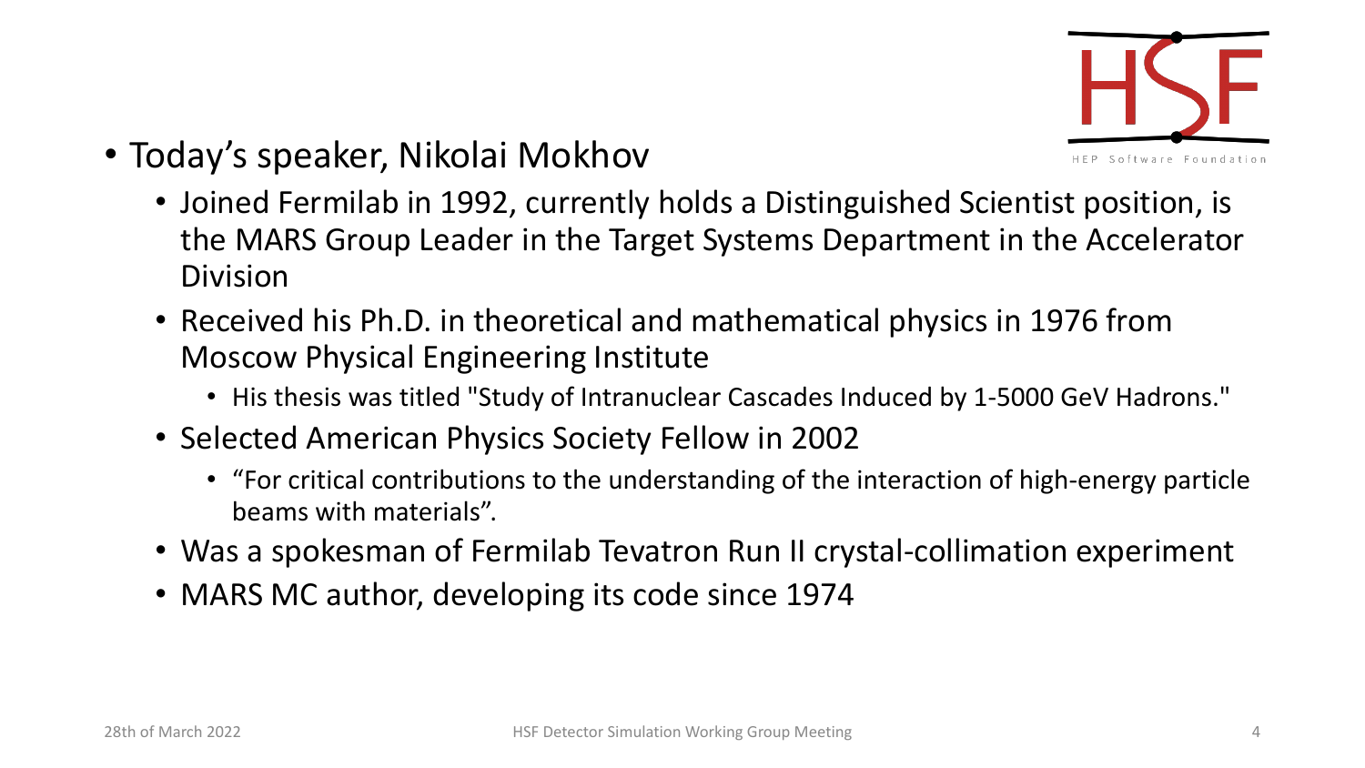- Today's speaker, Nikolai Mokhov
  - Joined Fermilab in 1992, currently holds a Distinguished Scientist position, is the MARS Group Leader in the Target Systems Department in the Accelerator Division
  - Received his Ph.D. in theoretical and mathematical physics in 1976 from Moscow Physical Engineering Institute
    - His thesis was titled "Study of Intranuclear Cascades Induced by 1-5000 GeV Hadrons."
  - Selected American Physics Society Fellow in 2002
    - "For critical contributions to the understanding of the interaction of high-energy particle beams with materials".
  - Was a spokesman of Fermilab Tevatron Run II crystal-collimation experiment
  - MARS MC author, developing its code since 1974